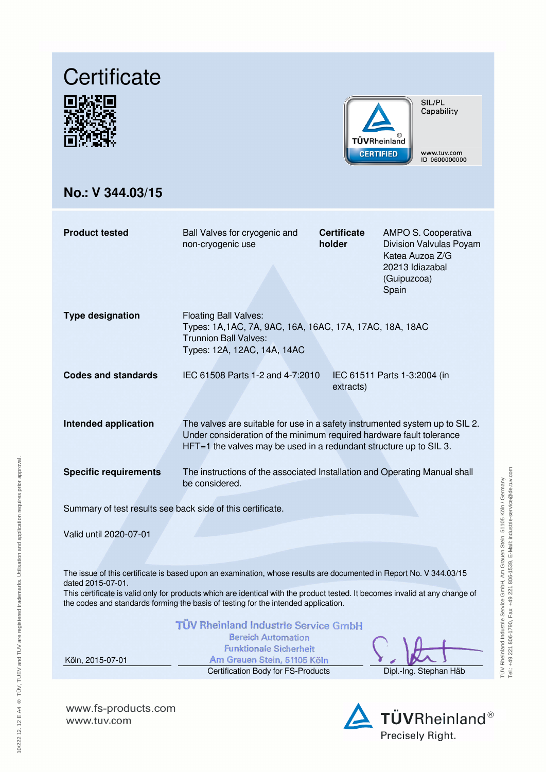# Certificate

SIL/PL Capability

www.tuv.com
ID 0600000000

## No.: V 344.03/15

| | | | |
|---|---|---|---|
| **Product tested** | Ball Valves for cryogenic and non-cryogenic use | **Certificate holder** | AMPO S. Cooperativa Division Valvulas Poyam Katea Auzoa Z/G 20213 Idiazabal (Guipuzcoa) Spain |

**Type designation**
Floating Ball Valves:
Types: 1A,1AC, 7A, 9AC, 16A, 16AC, 17A, 17AC, 18A, 18AC
Trunnion Ball Valves:
Types: 12A, 12AC, 14A, 14AC

**Codes and standards**
IEC 61508 Parts 1-2 and 4-7:2010
IEC 61511 Parts 1-3:2004 (in extracts)

**Intended application**
The valves are suitable for use in a safety instrumented system up to SIL 2. Under consideration of the minimum required hardware fault tolerance HFT=1 the valves may be used in a redundant structure up to SIL 3.

**Specific requirements**
The instructions of the associated Installation and Operating Manual shall be considered.

Summary of test results see back side of this certificate.

Valid until 2020-07-01

The issue of this certificate is based upon an examination, whose results are documented in Report No. V 344.03/15 dated 2015-07-01.
This certificate is valid only for products which are identical with the product tested. It becomes invalid at any change of the codes and standards forming the basis of testing for the intended application.

TÜV Rheinland Industrie Service GmbH
Bereich Automation
Funktionale Sicherheit
Am Grauen Stein, 51105 Köln

Köln, 2015-07-01 | Certification Body for FS-Products | Dipl.-Ing. Stephan Häb

www.fs-products.com
www.tuv.com

TÜVRheinland® Precisely Right.

TÜV Rheinland Industrie Service GmbH, Am Grauen Stein, 51105 Köln / Germany
Tel.: +49 221 806-1790, Fax: +49 221 806-1539, E-Mail: industrie-service@de.tuv.com

10/222 12.12 E A4 ® TÜV, TUEV and TUV are registered trademarks. Utilisation and application requires prior approval.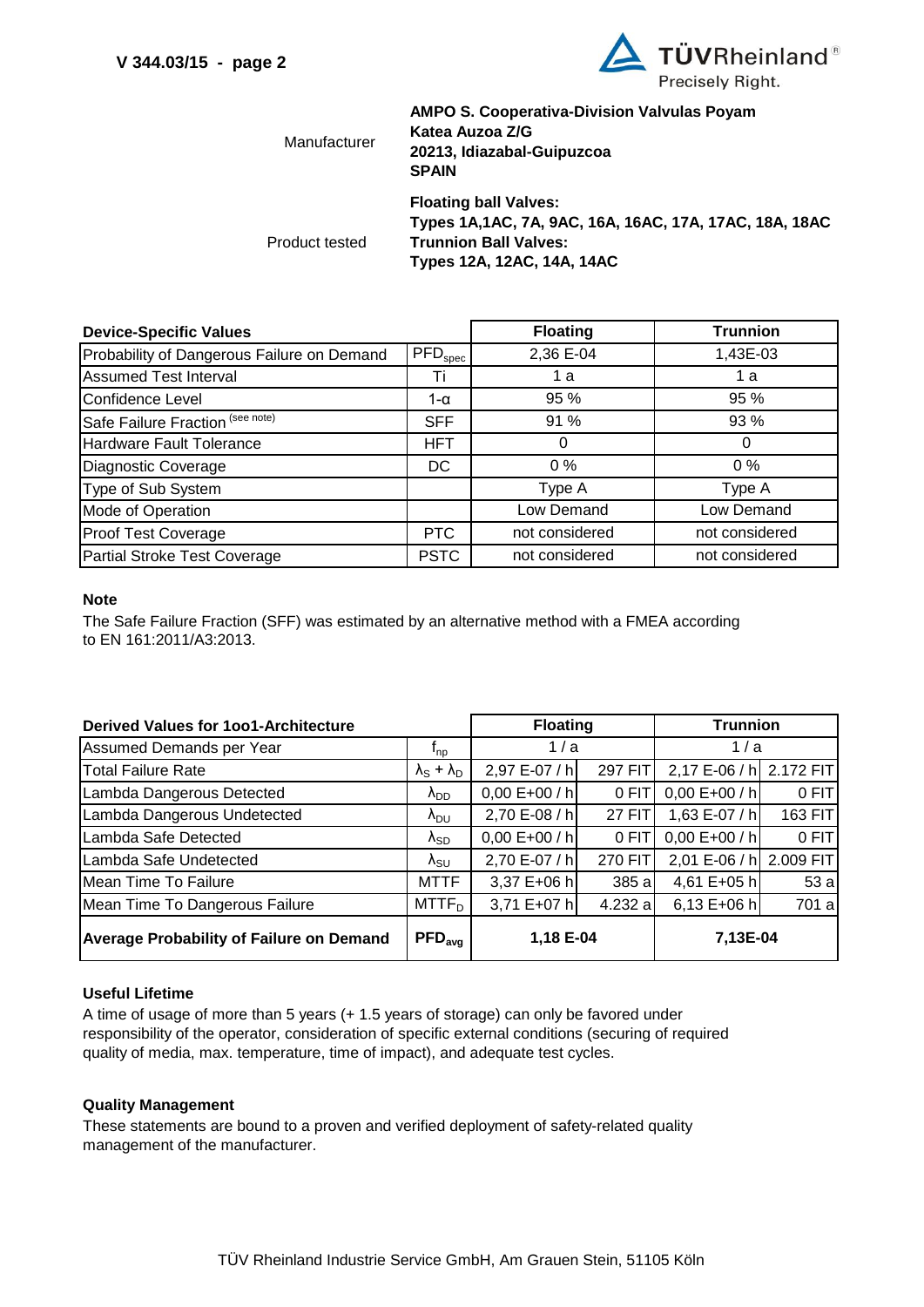**V 344.03/15 - page 2**

| | |
|---|---|
| Manufacturer | **AMPO S. Cooperativa-Division Valvulas Poyam**<br>**Katea Auzoa Z/G**<br>**20213, Idiazabal-Guipuzcoa**<br>**SPAIN** |
| Product tested | **Floating ball Valves:**<br>**Types 1A,1AC, 7A, 9AC, 16A, 16AC, 17A, 17AC, 18A, 18AC**<br>**Trunnion Ball Valves:**<br>**Types 12A, 12AC, 14A, 14AC** |

| **Device-Specific Values** | | **Floating** | **Trunnion** |
|---|---|---|---|
| Probability of Dangerous Failure on Demand | $PFD_{spec}$ | 2,36 E-04 | 1,43E-03 |
| Assumed Test Interval | Ti | 1 a | 1 a |
| Confidence Level | $1-\alpha$ | 95 % | 95 % |
| Safe Failure Fraction (see note) | SFF | 91 % | 93 % |
| Hardware Fault Tolerance | HFT | 0 | 0 |
| Diagnostic Coverage | DC | 0 % | 0 % |
| Type of Sub System | | Type A | Type A |
| Mode of Operation | | Low Demand | Low Demand |
| Proof Test Coverage | PTC | not considered | not considered |
| Partial Stroke Test Coverage | PSTC | not considered | not considered |

**Note**

The Safe Failure Fraction (SFF) was estimated by an alternative method with a FMEA according to EN 161:2011/A3:2013.

| **Derived Values for 1oo1-Architecture** | | **Floating** | | **Trunnion** | |
|---|---|---|---|---|---|
| Assumed Demands per Year | $f_{np}$ | 1 / a | | 1 / a | |
| Total Failure Rate | $\lambda_S + \lambda_D$ | 2,97 E-07 / h | 297 FIT | 2,17 E-06 / h | 2.172 FIT |
| Lambda Dangerous Detected | $\lambda_{DD}$ | 0,00 E+00 / h | 0 FIT | 0,00 E+00 / h | 0 FIT |
| Lambda Dangerous Undetected | $\lambda_{DU}$ | 2,70 E-08 / h | 27 FIT | 1,63 E-07 / h | 163 FIT |
| Lambda Safe Detected | $\lambda_{SD}$ | 0,00 E+00 / h | 0 FIT | 0,00 E+00 / h | 0 FIT |
| Lambda Safe Undetected | $\lambda_{SU}$ | 2,70 E-07 / h | 270 FIT | 2,01 E-06 / h | 2.009 FIT |
| Mean Time To Failure | MTTF | 3,37 E+06 h | 385 a | 4,61 E+05 h | 53 a |
| Mean Time To Dangerous Failure | $MTTF_D$ | 3,71 E+07 h | 4.232 a | 6,13 E+06 h | 701 a |
| **Average Probability of Failure on Demand** | $PFD_{avg}$ | **1,18 E-04** | | **7,13E-04** | |

**Useful Lifetime**

A time of usage of more than 5 years (+ 1.5 years of storage) can only be favored under responsibility of the operator, consideration of specific external conditions (securing of required quality of media, max. temperature, time of impact), and adequate test cycles.

**Quality Management**

These statements are bound to a proven and verified deployment of safety-related quality management of the manufacturer.

TÜV Rheinland Industrie Service GmbH, Am Grauen Stein, 51105 Köln